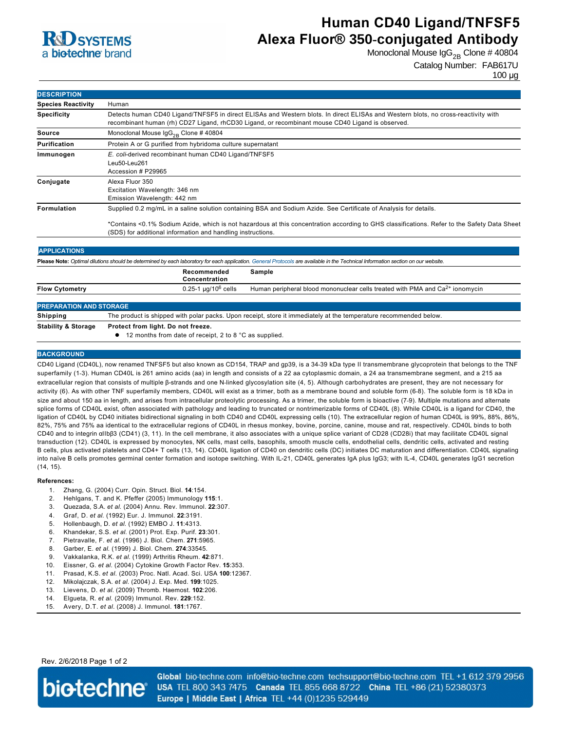# Human CD40 Ligand/TNFSF5 Alexa Fluor® 350-conjugated Antibody

Monoclonal Mouse $IgG_{2B}$ Clone # 40804

Catalog Number: FAB617U

100 µg

## DESCRIPTION

| | |
|---|---|
| **Species Reactivity** | Human |
| **Specificity** | Detects human CD40 Ligand/TNFSF5 in direct ELISAs and Western blots. In direct ELISAs and Western blots, no cross-reactivity with recombinant human (rh) CD27 Ligand, rhCD30 Ligand, or recombinant mouse CD40 Ligand is observed. |
| **Source** | Monoclonal Mouse $IgG_{2B}$ Clone # 40804 |
| **Purification** | Protein A or G purified from hybridoma culture supernatant |
| **Immunogen** | *E. coli*-derived recombinant human CD40 Ligand/TNFSF5<br>Leu50-Leu261<br>Accession # P29965 |
| **Conjugate** | Alexa Fluor 350<br>Excitation Wavelength: 346 nm<br>Emission Wavelength: 442 nm |
| **Formulation** | Supplied 0.2 mg/mL in a saline solution containing BSA and Sodium Azide. See Certificate of Analysis for details.<br><br>*Contains <0.1% Sodium Azide, which is not hazardous at this concentration according to GHS classifications. Refer to the Safety Data Sheet (SDS) for additional information and handling instructions. |

## APPLICATIONS

**Please Note:** *Optimal dilutions should be determined by each laboratory for each application. General Protocols are available in the Technical Information section on our website.*

| | Recommended Concentration | Sample |
|---|---|---|
| **Flow Cytometry** | 0.25-1 µg/$10^6$ cells | Human peripheral blood mononuclear cells treated with PMA and $Ca^{2+}$ ionomycin |

## PREPARATION AND STORAGE

| | |
|---|---|
| **Shipping** | The product is shipped with polar packs. Upon receipt, store it immediately at the temperature recommended below. |
| **Stability & Storage** | **Protect from light. Do not freeze.**<br>● 12 months from date of receipt, 2 to 8 °C as supplied. |

## BACKGROUND

CD40 Ligand (CD40L), now renamed TNFSF5 but also known as CD154, TRAP and gp39, is a 34-39 kDa type II transmembrane glycoprotein that belongs to the TNF superfamily (1-3). Human CD40L is 261 amino acids (aa) in length and consists of a 22 aa cytoplasmic domain, a 24 aa transmembrane segment, and a 215 aa extracellular region that consists of multiple β-strands and one N-linked glycosylation site (4, 5). Although carbohydrates are present, they are not necessary for activity (6). As with other TNF superfamily members, CD40L will exist as a trimer, both as a membrane bound and soluble form (6-8). The soluble form is 18 kDa in size and about 150 aa in length, and arises from intracellular proteolytic processing. As a trimer, the soluble form is bioactive (7-9). Multiple mutations and alternate splice forms of CD40L exist, often associated with pathology and leading to truncated or nontrimerizable forms of CD40L (8). While CD40L is a ligand for CD40, the ligation of CD40L by CD40 initiates bidirectional signaling in both CD40 and CD40L expressing cells (10). The extracellular region of human CD40L is 99%, 88%, 86%, 82%, 75% and 75% aa identical to the extracellular regions of CD40L in rhesus monkey, bovine, porcine, canine, mouse and rat, respectively. CD40L binds to both CD40 and to integrin αIIbβ3 (CD41) (3, 11). In the cell membrane, it also associates with a unique splice variant of CD28 (CD28i) that may facilitate CD40L signal transduction (12). CD40L is expressed by monocytes, NK cells, mast cells, basophils, smooth muscle cells, endothelial cells, dendritic cells, activated and resting B cells, plus activated platelets and CD4+ T cells (13, 14). CD40L ligation of CD40 on dendritic cells (DC) initiates DC maturation and differentiation. CD40L signaling into naïve B cells promotes germinal center formation and isotope switching. With IL-21, CD40L generates IgA plus IgG3; with IL-4, CD40L generates IgG1 secretion (14, 15).

**References:**

1. Zhang, G. (2004) Curr. Opin. Struct. Biol. **14**:154.
2. Hehlgans, T. and K. Pfeffer (2005) Immunology **115**:1.
3. Quezada, S.A. *et al.* (2004) Annu. Rev. Immunol. **22**:307.
4. Graf, D. *et al.* (1992) Eur. J. Immunol. **22**:3191.
5. Hollenbaugh, D. *et al.* (1992) EMBO J. **11**:4313.
6. Khandekar, S.S. *et al.* (2001) Prot. Exp. Purif. **23**:301.
7. Pietravalle, F. *et al.* (1996) J. Biol. Chem. **271**:5965.
8. Garber, E. *et al.* (1999) J. Biol. Chem. **274**:33545.
9. Vakkalanka, R.K. *et al.* (1999) Arthritis Rheum. **42**:871.
10. Eissner, G. *et al.* (2004) Cytokine Growth Factor Rev. **15**:353.
11. Prasad, K.S. *et al.* (2003) Proc. Natl. Acad. Sci. USA **100**:12367.
12. Mikolajczak, S.A. *et al.* (2004) J. Exp. Med. **199**:1025.
13. Lievens, D. *et al.* (2009) Thromb. Haemost. **102**:206.
14. Elgueta, R. *et al.* (2009) Immunol. Rev. **229**:152.
15. Avery, D.T. *et al.* (2008) J. Immunol. **181**:1767.

Rev. 2/6/2018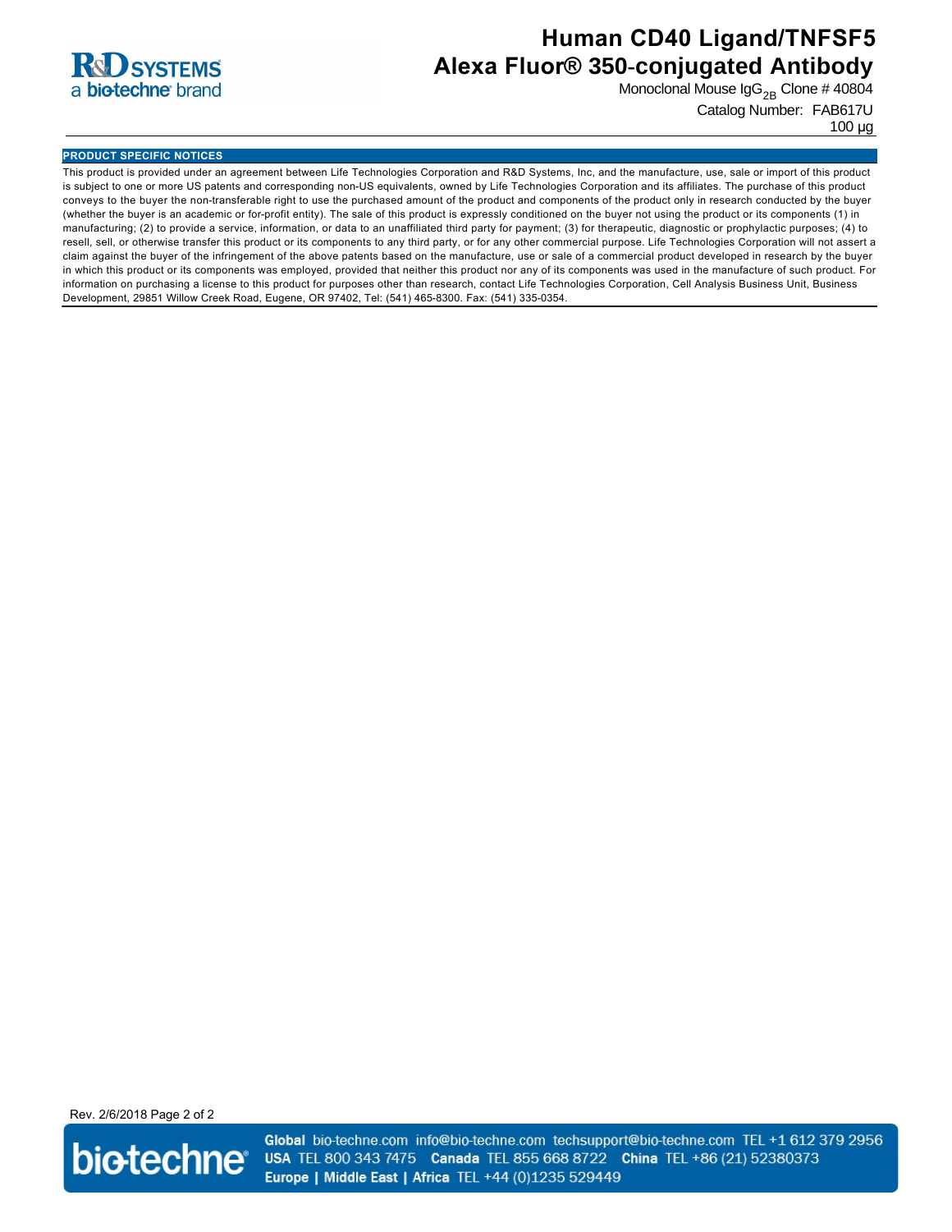# Human CD40 Ligand/TNFSF5 Alexa Fluor® 350-conjugated Antibody

Monoclonal Mouse $IgG_{2B}$ Clone # 40804

Catalog Number: FAB617U

100 µg

## PRODUCT SPECIFIC NOTICES

This product is provided under an agreement between Life Technologies Corporation and R&D Systems, Inc, and the manufacture, use, sale or import of this product is subject to one or more US patents and corresponding non-US equivalents, owned by Life Technologies Corporation and its affiliates. The purchase of this product conveys to the buyer the non-transferable right to use the purchased amount of the product and components of the product only in research conducted by the buyer (whether the buyer is an academic or for-profit entity). The sale of this product is expressly conditioned on the buyer not using the product or its components (1) in manufacturing; (2) to provide a service, information, or data to an unaffiliated third party for payment; (3) for therapeutic, diagnostic or prophylactic purposes; (4) to resell, sell, or otherwise transfer this product or its components to any third party, or for any other commercial purpose. Life Technologies Corporation will not assert a claim against the buyer of the infringement of the above patents based on the manufacture, use or sale of a commercial product developed in research by the buyer in which this product or its components was employed, provided that neither this product nor any of its components was used in the manufacture of such product. For information on purchasing a license to this product for purposes other than research, contact Life Technologies Corporation, Cell Analysis Business Unit, Business Development, 29851 Willow Creek Road, Eugene, OR 97402, Tel: (541) 465-8300. Fax: (541) 335-0354.

Rev. 2/6/2018

**Global** bio-techne.com info@bio-techne.com techsupport@bio-techne.com TEL +1 612 379 2956
**USA** TEL 800 343 7475 **Canada** TEL 855 668 8722 **China** TEL +86 (21) 52380373
**Europe | Middle East | Africa** TEL +44 (0)1235 529449